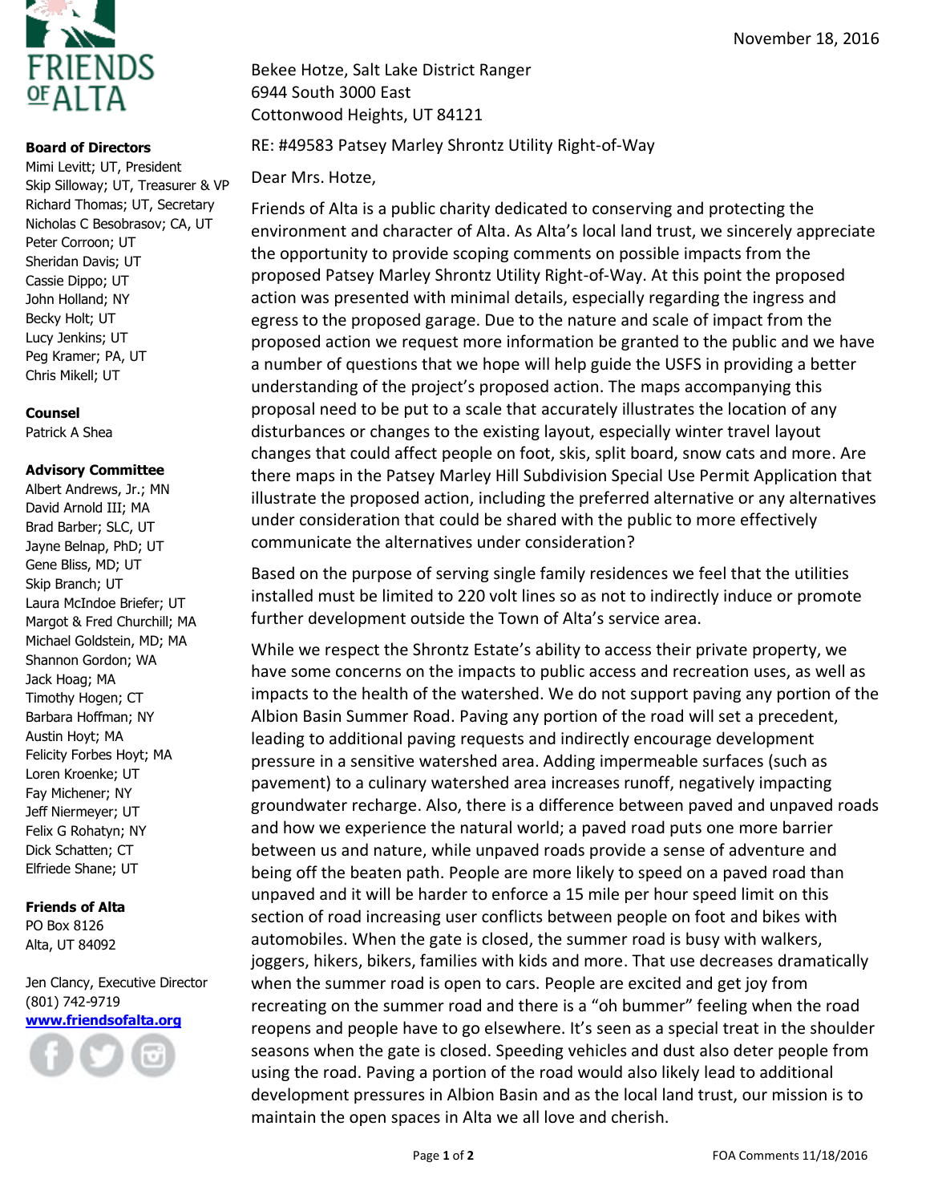November 18, 2016

**FRIENDS OF ALTA**

**Board of Directors**
Mimi Levitt; UT, President
Skip Silloway; UT, Treasurer & VP
Richard Thomas; UT, Secretary
Nicholas C Besobrasov; CA, UT
Peter Corroon; UT
Sheridan Davis; UT
Cassie Dippo; UT
John Holland; NY
Becky Holt; UT
Lucy Jenkins; UT
Peg Kramer; PA, UT
Chris Mikell; UT

**Counsel**
Patrick A Shea

**Advisory Committee**
Albert Andrews, Jr.; MN
David Arnold III; MA
Brad Barber; SLC, UT
Jayne Belnap, PhD; UT
Gene Bliss, MD; UT
Skip Branch; UT
Laura McIndoe Briefer; UT
Margot & Fred Churchill; MA
Michael Goldstein, MD; MA
Shannon Gordon; WA
Jack Hoag; MA
Timothy Hogen; CT
Barbara Hoffman; NY
Austin Hoyt; MA
Felicity Forbes Hoyt; MA
Loren Kroenke; UT
Fay Michener; NY
Jeff Niermeyer; UT
Felix G Rohatyn; NY
Dick Schatten; CT
Elfriede Shane; UT

**Friends of Alta**
PO Box 8126
Alta, UT 84092

Jen Clancy, Executive Director
(801) 742-9719
**www.friendsofalta.org**

Bekee Hotze, Salt Lake District Ranger
6944 South 3000 East
Cottonwood Heights, UT 84121

RE: #49583 Patsey Marley Shrontz Utility Right-of-Way

Dear Mrs. Hotze,

Friends of Alta is a public charity dedicated to conserving and protecting the environment and character of Alta. As Alta's local land trust, we sincerely appreciate the opportunity to provide scoping comments on possible impacts from the proposed Patsey Marley Shrontz Utility Right-of-Way. At this point the proposed action was presented with minimal details, especially regarding the ingress and egress to the proposed garage. Due to the nature and scale of impact from the proposed action we request more information be granted to the public and we have a number of questions that we hope will help guide the USFS in providing a better understanding of the project's proposed action. The maps accompanying this proposal need to be put to a scale that accurately illustrates the location of any disturbances or changes to the existing layout, especially winter travel layout changes that could affect people on foot, skis, split board, snow cats and more. Are there maps in the Patsey Marley Hill Subdivision Special Use Permit Application that illustrate the proposed action, including the preferred alternative or any alternatives under consideration that could be shared with the public to more effectively communicate the alternatives under consideration?

Based on the purpose of serving single family residences we feel that the utilities installed must be limited to 220 volt lines so as not to indirectly induce or promote further development outside the Town of Alta's service area.

While we respect the Shrontz Estate's ability to access their private property, we have some concerns on the impacts to public access and recreation uses, as well as impacts to the health of the watershed. We do not support paving any portion of the Albion Basin Summer Road. Paving any portion of the road will set a precedent, leading to additional paving requests and indirectly encourage development pressure in a sensitive watershed area. Adding impermeable surfaces (such as pavement) to a culinary watershed area increases runoff, negatively impacting groundwater recharge. Also, there is a difference between paved and unpaved roads and how we experience the natural world; a paved road puts one more barrier between us and nature, while unpaved roads provide a sense of adventure and being off the beaten path. People are more likely to speed on a paved road than unpaved and it will be harder to enforce a 15 mile per hour speed limit on this section of road increasing user conflicts between people on foot and bikes with automobiles. When the gate is closed, the summer road is busy with walkers, joggers, hikers, bikers, families with kids and more. That use decreases dramatically when the summer road is open to cars. People are excited and get joy from recreating on the summer road and there is a "oh bummer" feeling when the road reopens and people have to go elsewhere. It's seen as a special treat in the shoulder seasons when the gate is closed. Speeding vehicles and dust also deter people from using the road. Paving a portion of the road would also likely lead to additional development pressures in Albion Basin and as the local land trust, our mission is to maintain the open spaces in Alta we all love and cherish.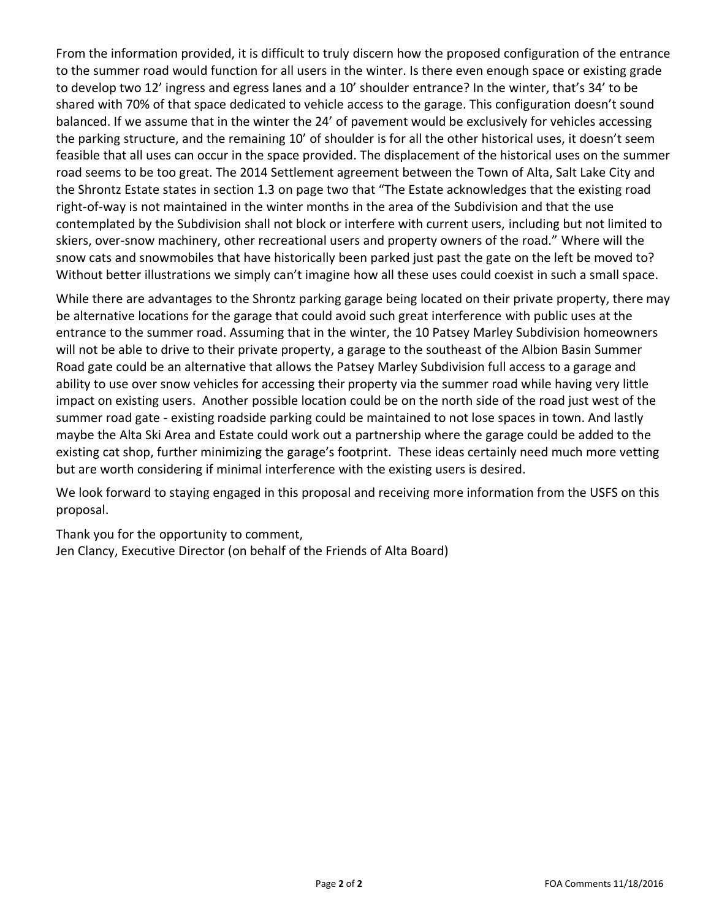From the information provided, it is difficult to truly discern how the proposed configuration of the entrance to the summer road would function for all users in the winter. Is there even enough space or existing grade to develop two 12' ingress and egress lanes and a 10' shoulder entrance? In the winter, that's 34' to be shared with 70% of that space dedicated to vehicle access to the garage. This configuration doesn't sound balanced. If we assume that in the winter the 24' of pavement would be exclusively for vehicles accessing the parking structure, and the remaining 10' of shoulder is for all the other historical uses, it doesn't seem feasible that all uses can occur in the space provided. The displacement of the historical uses on the summer road seems to be too great. The 2014 Settlement agreement between the Town of Alta, Salt Lake City and the Shrontz Estate states in section 1.3 on page two that "The Estate acknowledges that the existing road right-of-way is not maintained in the winter months in the area of the Subdivision and that the use contemplated by the Subdivision shall not block or interfere with current users, including but not limited to skiers, over-snow machinery, other recreational users and property owners of the road." Where will the snow cats and snowmobiles that have historically been parked just past the gate on the left be moved to? Without better illustrations we simply can't imagine how all these uses could coexist in such a small space.

While there are advantages to the Shrontz parking garage being located on their private property, there may be alternative locations for the garage that could avoid such great interference with public uses at the entrance to the summer road. Assuming that in the winter, the 10 Patsey Marley Subdivision homeowners will not be able to drive to their private property, a garage to the southeast of the Albion Basin Summer Road gate could be an alternative that allows the Patsey Marley Subdivision full access to a garage and ability to use over snow vehicles for accessing their property via the summer road while having very little impact on existing users. Another possible location could be on the north side of the road just west of the summer road gate - existing roadside parking could be maintained to not lose spaces in town. And lastly maybe the Alta Ski Area and Estate could work out a partnership where the garage could be added to the existing cat shop, further minimizing the garage's footprint. These ideas certainly need much more vetting but are worth considering if minimal interference with the existing users is desired.

We look forward to staying engaged in this proposal and receiving more information from the USFS on this proposal.

Thank you for the opportunity to comment,
Jen Clancy, Executive Director (on behalf of the Friends of Alta Board)